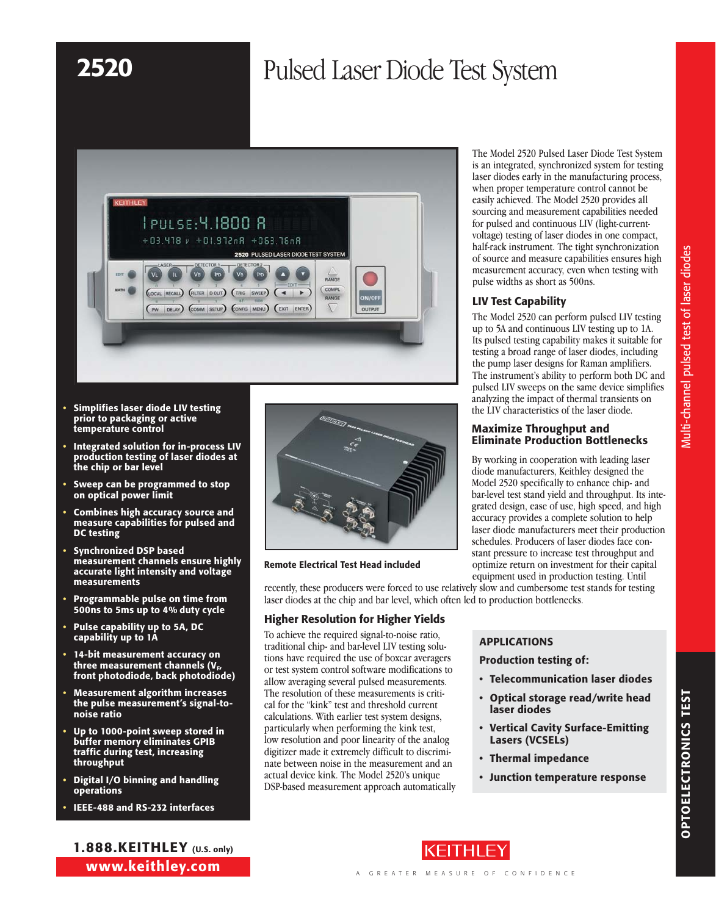# 2520

# Pulsed Laser Diode Test System

- Simplifies laser diode LIV testing prior to packaging or active temperature control
- Integrated solution for in-process LIV production testing of laser diodes at the chip or bar level
- Sweep can be programmed to stop on optical power limit
- Combines high accuracy source and measure capabilities for pulsed and DC testing
- Synchronized DSP based measurement channels ensure highly accurate light intensity and voltage measurements
- Programmable pulse on time from 500ns to 5ms up to 4% duty cycle
- Pulse capability up to 5A, DC capability up to 1A
- 14-bit measurement accuracy on three measurement channels ($V_F$, front photodiode, back photodiode)
- Measurement algorithm increases the pulse measurement's signal-to-noise ratio
- Up to 1000-point sweep stored in buffer memory eliminates GPIB traffic during test, increasing throughput
- Digital I/O binning and handling operations
- IEEE-488 and RS-232 interfaces

Remote Electrical Test Head included

The Model 2520 Pulsed Laser Diode Test System is an integrated, synchronized system for testing laser diodes early in the manufacturing process, when proper temperature control cannot be easily achieved. The Model 2520 provides all sourcing and measurement capabilities needed for pulsed and continuous LIV (light-current-voltage) testing of laser diodes in one compact, half-rack instrument. The tight synchronization of source and measure capabilities ensures high measurement accuracy, even when testing with pulse widths as short as 500ns.

## LIV Test Capability

The Model 2520 can perform pulsed LIV testing up to 5A and continuous LIV testing up to 1A. Its pulsed testing capability makes it suitable for testing a broad range of laser diodes, including the pump laser designs for Raman amplifiers. The instrument's ability to perform both DC and pulsed LIV sweeps on the same device simplifies analyzing the impact of thermal transients on the LIV characteristics of the laser diode.

## Maximize Throughput and Eliminate Production Bottlenecks

By working in cooperation with leading laser diode manufacturers, Keithley designed the Model 2520 specifically to enhance chip- and bar-level test stand yield and throughput. Its integrated design, ease of use, high speed, and high accuracy provides a complete solution to help laser diode manufacturers meet their production schedules. Producers of laser diodes face constant pressure to increase test throughput and optimize return on investment for their capital equipment used in production testing. Until recently, these producers were forced to use relatively slow and cumbersome test stands for testing laser diodes at the chip and bar level, which often led to production bottlenecks.

## Higher Resolution for Higher Yields

To achieve the required signal-to-noise ratio, traditional chip- and bar-level LIV testing solutions have required the use of boxcar averagers or test system control software modifications to allow averaging several pulsed measurements. The resolution of these measurements is critical for the "kink" test and threshold current calculations. With earlier test system designs, particularly when performing the kink test, low resolution and poor linearity of the analog digitizer made it extremely difficult to discriminate between noise in the measurement and an actual device kink. The Model 2520's unique DSP-based measurement approach automatically

### APPLICATIONS

**Production testing of:**

- Telecommunication laser diodes
- Optical storage read/write head laser diodes
- Vertical Cavity Surface-Emitting Lasers (VCSELs)
- Thermal impedance
- Junction temperature response

Multi-channel pulsed test of laser diodes

OPTOELECTRONICS TEST

1.888.KEITHLEY (U.S. only)
www.keithley.com

KEITHLEY
A GREATER MEASURE OF CONFIDENCE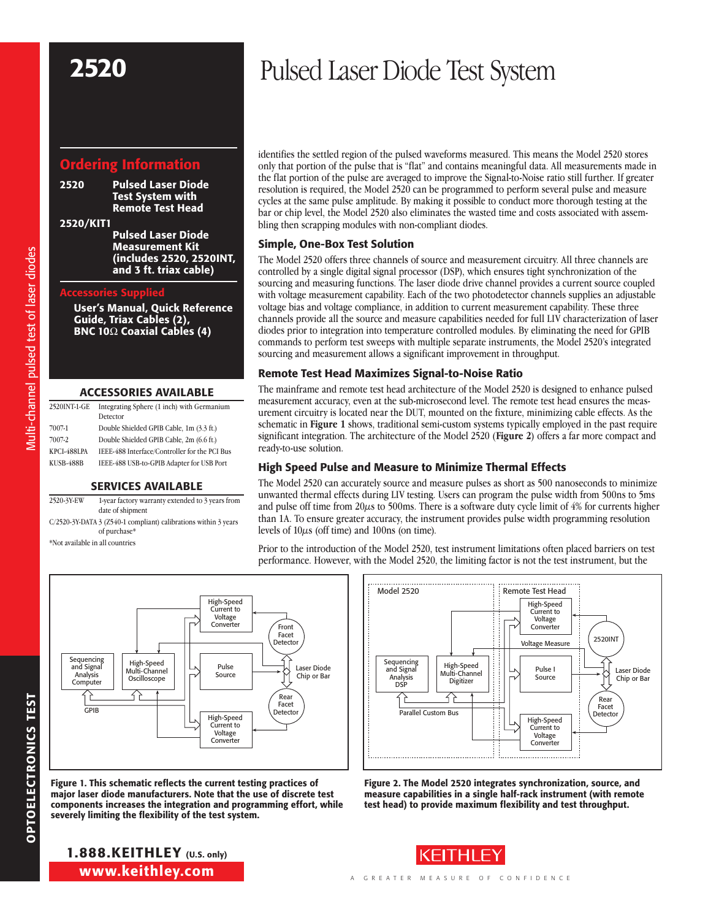# 2520

# Pulsed Laser Diode Test System

## Ordering Information

**2520** Pulsed Laser Diode Test System with Remote Test Head

**2520/KIT1** Pulsed Laser Diode Measurement Kit (includes 2520, 2520INT, and 3 ft. triax cable)

## Accessories Supplied

User's Manual, Quick Reference Guide, Triax Cables (2), BNC 10Ω Coaxial Cables (4)

## ACCESSORIES AVAILABLE

| | |
|---|---|
| 2520INT-1-GE | Integrating Sphere (1 inch) with Germanium Detector |
| 7007-1 | Double Shielded GPIB Cable, 1m (3.3 ft.) |
| 7007-2 | Double Shielded GPIB Cable, 2m (6.6 ft.) |
| KPCI-488LPA | IEEE-488 Interface/Controller for the PCI Bus |
| KUSB-488B | IEEE-488 USB-to-GPIB Adapter for USB Port |

## SERVICES AVAILABLE

| | |
|---|---|
| 2520-3Y-EW | 1-year factory warranty extended to 3 years from date of shipment |
| C/2520-3Y-DATA | 3 (Z540-1 compliant) calibrations within 3 years of purchase* |

*Not available in all countries

identifies the settled region of the pulsed waveforms measured. This means the Model 2520 stores only that portion of the pulse that is "flat" and contains meaningful data. All measurements made in the flat portion of the pulse are averaged to improve the Signal-to-Noise ratio still further. If greater resolution is required, the Model 2520 can be programmed to perform several pulse and measure cycles at the same pulse amplitude. By making it possible to conduct more thorough testing at the bar or chip level, the Model 2520 also eliminates the wasted time and costs associated with assembling then scrapping modules with non-compliant diodes.

### Simple, One-Box Test Solution

The Model 2520 offers three channels of source and measurement circuitry. All three channels are controlled by a single digital signal processor (DSP), which ensures tight synchronization of the sourcing and measuring functions. The laser diode drive channel provides a current source coupled with voltage measurement capability. Each of the two photodetector channels supplies an adjustable voltage bias and voltage compliance, in addition to current measurement capability. These three channels provide all the source and measure capabilities needed for full LIV characterization of laser diodes prior to integration into temperature controlled modules. By eliminating the need for GPIB commands to perform test sweeps with multiple separate instruments, the Model 2520's integrated sourcing and measurement allows a significant improvement in throughput.

### Remote Test Head Maximizes Signal-to-Noise Ratio

The mainframe and remote test head architecture of the Model 2520 is designed to enhance pulsed measurement accuracy, even at the sub-microsecond level. The remote test head ensures the measurement circuitry is located near the DUT, mounted on the fixture, minimizing cable effects. As the schematic in **Figure 1** shows, traditional semi-custom systems typically employed in the past require significant integration. The architecture of the Model 2520 (**Figure 2**) offers a far more compact and ready-to-use solution.

### High Speed Pulse and Measure to Minimize Thermal Effects

The Model 2520 can accurately source and measure pulses as short as 500 nanoseconds to minimize unwanted thermal effects during LIV testing. Users can program the pulse width from 500ns to 5ms and pulse off time from 20µs to 500ms. There is a software duty cycle limit of 4% for currents higher than 1A. To ensure greater accuracy, the instrument provides pulse width programming resolution levels of 10µs (off time) and 100ns (on time).

Prior to the introduction of the Model 2520, test instrument limitations often placed barriers on test performance. However, with the Model 2520, the limiting factor is not the test instrument, but the

**Figure 1. This schematic reflects the current testing practices of major laser diode manufacturers. Note that the use of discrete test components increases the integration and programming effort, while severely limiting the flexibility of the test system.**

**Figure 2. The Model 2520 integrates synchronization, source, and measure capabilities in a single half-rack instrument (with remote test head) to provide maximum flexibility and test throughput.**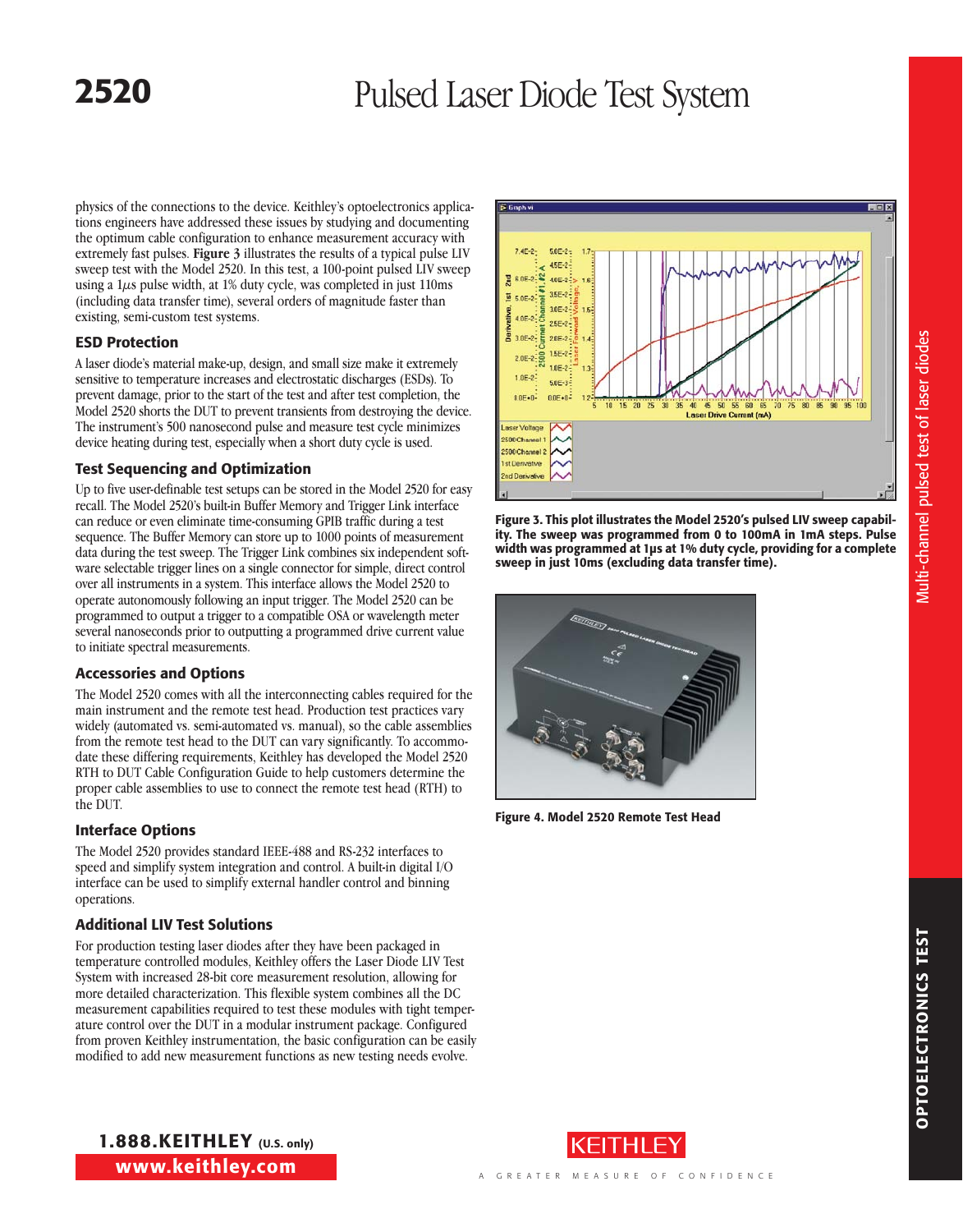physics of the connections to the device. Keithley's optoelectronics applications engineers have addressed these issues by studying and documenting the optimum cable configuration to enhance measurement accuracy with extremely fast pulses. **Figure 3** illustrates the results of a typical pulse LIV sweep test with the Model 2520. In this test, a 100-point pulsed LIV sweep using a 1$\mu$s pulse width, at 1% duty cycle, was completed in just 110ms (including data transfer time), several orders of magnitude faster than existing, semi-custom test systems.

### ESD Protection

A laser diode's material make-up, design, and small size make it extremely sensitive to temperature increases and electrostatic discharges (ESDs). To prevent damage, prior to the start of the test and after test completion, the Model 2520 shorts the DUT to prevent transients from destroying the device. The instrument's 500 nanosecond pulse and measure test cycle minimizes device heating during test, especially when a short duty cycle is used.

### Test Sequencing and Optimization

Up to five user-definable test setups can be stored in the Model 2520 for easy recall. The Model 2520's built-in Buffer Memory and Trigger Link interface can reduce or even eliminate time-consuming GPIB traffic during a test sequence. The Buffer Memory can store up to 1000 points of measurement data during the test sweep. The Trigger Link combines six independent software selectable trigger lines on a single connector for simple, direct control over all instruments in a system. This interface allows the Model 2520 to operate autonomously following an input trigger. The Model 2520 can be programmed to output a trigger to a compatible OSA or wavelength meter several nanoseconds prior to outputting a programmed drive current value to initiate spectral measurements.

### Accessories and Options

The Model 2520 comes with all the interconnecting cables required for the main instrument and the remote test head. Production test practices vary widely (automated vs. semi-automated vs. manual), so the cable assemblies from the remote test head to the DUT can vary significantly. To accommodate these differing requirements, Keithley has developed the Model 2520 RTH to DUT Cable Configuration Guide to help customers determine the proper cable assemblies to use to connect the remote test head (RTH) to the DUT.

### Interface Options

The Model 2520 provides standard IEEE-488 and RS-232 interfaces to speed and simplify system integration and control. A built-in digital I/O interface can be used to simplify external handler control and binning operations.

### Additional LIV Test Solutions

For production testing laser diodes after they have been packaged in temperature controlled modules, Keithley offers the Laser Diode LIV Test System with increased 28-bit core measurement resolution, allowing for more detailed characterization. This flexible system combines all the DC measurement capabilities required to test these modules with tight temperature control over the DUT in a modular instrument package. Configured from proven Keithley instrumentation, the basic configuration can be easily modified to add new measurement functions as new testing needs evolve.

**Figure 3. This plot illustrates the Model 2520's pulsed LIV sweep capability. The sweep was programmed from 0 to 100mA in 1mA steps. Pulse width was programmed at 1µs at 1% duty cycle, providing for a complete sweep in just 10ms (excluding data transfer time).**

**Figure 4. Model 2520 Remote Test Head**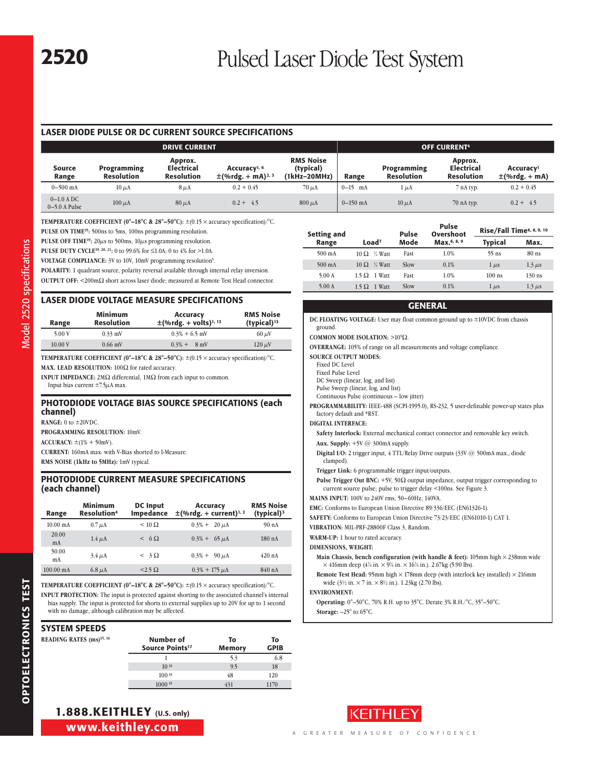# 2520 Pulsed Laser Diode Test System

## LASER DIODE PULSE OR DC CURRENT SOURCE SPECIFICATIONS

| DRIVE CURRENT | | | | | OFF CURRENT[4] | | | |
|---|---|---|---|---|---|---|---|---|
| Source Range | Programming Resolution | Approx. Electrical Resolution | Accuracy[1, 6] ±(%rdg. + mA)[2, 3] | RMS Noise (typical) (1kHz–20MHz) | Range | Programming Resolution | Approx. Electrical Resolution | Accuracy[1] ±(%rdg. + mA) |
| 0–500 mA | 10 µA | 8 µA | 0.2 + 0.45 | 70 µA | 0–15 mA | 1 µA | 7 nA typ. | 0.2 + 0.45 |
| 0–1.0 A DC 0–5.0 A Pulse | 100 µA | 80 µA | 0.2 + 4.5 | 800 µA | 0–150 mA | 10 µA | 70 nA typ. | 0.2 + 4.5 |

**TEMPERATURE COEFFICIENT (0°–18°C & 28°–50°C):** ±(0.15 × accuracy specification)/°C.

**PULSE ON TIME[19]:** 500ns to 5ms, 100ns programming resolution.

**PULSE OFF TIME[19]:** 20µs to 500ms, 10µs programming resolution.

**PULSE DUTY CYCLE[19, 20, 21]:** 0 to 99.6% for ≤1.0A; 0 to 4% for >1.0A.

**VOLTAGE COMPLIANCE:** 3V to 10V, 10mV programming resolution[5].

**POLARITY:** 1 quadrant source, polarity reversal available through internal relay inversion.

**OUTPUT OFF:** <200mΩ short across laser diode; measured at Remote Test Head connector.

| Setting and Range | Load[7] | Pulse Mode | Pulse Overshoot Max.[6, 8, 9] | Rise/Fall Time[6, 8, 9, 10] Typical | Rise/Fall Time Max. |
|---|---|---|---|---|---|
| 500 mA | 10 Ω ¼ Watt | Fast | 1.0% | 55 ns | 80 ns |
| 500 mA | 10 Ω ¼ Watt | Slow | 0.1% | 1 µs | 1.3 µs |
| 5.00 A | 1.5 Ω 1 Watt | Fast | 1.0% | 100 ns | 130 ns |
| 5.00 A | 1.5 Ω 1 Watt | Slow | 0.1% | 1 µs | 1.3 µs |

## LASER DIODE VOLTAGE MEASURE SPECIFICATIONS

| Range | Minimum Resolution | Accuracy ±(%rdg. + volts)[1, 12] | RMS Noise (typical)[13] |
|---|---|---|---|
| 5.00 V | 0.33 mV | 0.3% + 6.5 mV | 60 µV |
| 10.00 V | 0.66 mV | 0.3% + 8 mV | 120 µV |

**TEMPERATURE COEFFICIENT (0°–18°C & 28°–50°C):** ±(0.15 × accuracy specification)/°C.

**MAX. LEAD RESOLUTION:** 100Ω for rated accuracy.

**INPUT IMPEDANCE:** 2MΩ differential, 1MΩ from each input to common. Input bias current ±7.5µA max.

## PHOTODIODE VOLTAGE BIAS SOURCE SPECIFICATIONS (each channel)

**RANGE:** 0 to ±20VDC.

**PROGRAMMING RESOLUTION:** 10mV.

**ACCURACY:** ±(1% + 50mV).

**CURRENT:** 160mA max. with V-Bias shorted to I-Measure.

**RMS NOISE (1kHz to 5MHz):** 1mV typical.

## PHOTODIODE CURRENT MEASURE SPECIFICATIONS (each channel)

| Range | Minimum Resolution[4] | DC Input Impedance | Accuracy ±(%rdg. + current)[1, 2] | RMS Noise (typical)[3] |
|---|---|---|---|---|
| 10.00 mA | 0.7 µA | < 10 Ω | 0.3% + 20 µA | 90 nA |
| 20.00 mA | 1.4 µA | < 6 Ω | 0.3% + 65 µA | 180 nA |
| 50.00 mA | 3.4 µA | < 3 Ω | 0.3% + 90 µA | 420 nA |
| 100.00 mA | 6.8 µA | <2.5 Ω | 0.3% + 175 µA | 840 nA |

**TEMPERATURE COEFFICIENT (0°–18°C & 28°–50°C):** ±(0.15 × accuracy specification)/°C.

**INPUT PROTECTION:** The input is protected against shorting to the associated channel's internal bias supply. The input is protected for shorts to external supplies up to 20V for up to 1 second with no damage, although calibration may be affected.

## SYSTEM SPEEDS

**READING RATES (ms)[15, 16]**

| Number of Source Points[17] | To Memory | To GPIB |
|---|---|---|
| 1 | 5.3 | 6.8 |
| 10[18] | 9.5 | 18 |
| 100[18] | 48 | 120 |
| 1000[18] | 431 | 1170 |

## GENERAL

**DC FLOATING VOLTAGE:** User may float common ground up to ±10VDC from chassis ground.

**COMMON MODE ISOLATION:** >10⁹Ω.

**OVERRANGE:** 105% of range on all measurements and voltage compliance.

**SOURCE OUTPUT MODES:**
- Fixed DC Level
- Fixed Pulse Level
- DC Sweep (linear, log, and list)
- Pulse Sweep (linear, log, and list)
- Continuous Pulse (continuous – low jitter)

**PROGRAMMABILITY:** IEEE-488 (SCPI-1995.0), RS-232, 5 user-definable power-up states plus factory default and *RST.

**DIGITAL INTERFACE:**

**Safety Interlock:** External mechanical contact connector and removable key switch.

**Aux. Supply:** +5V @ 300mA supply.

**Digital I/O:** 2 trigger input, 4 TTL/Relay Drive outputs (33V @ 500mA max., diode clamped).

**Trigger Link:** 6 programmable trigger input/outputs.

**Pulse Trigger Out BNC:** +5V, 50Ω output impedance, output trigger corresponding to current source pulse; pulse to trigger delay <100ns. See Figure 3.

**MAINS INPUT:** 100V to 240V rms, 50–60Hz, 140VA.

**EMC:** Conforms to European Union Directive 89/336/EEC (EN61326-1).

**SAFETY:** Conforms to European Union Directive 73/23/EEC (EN61010-1) CAT 1.

**VIBRATION:** MIL-PRF-28800F Class 3, Random.

**WARM-UP:** 1 hour to rated accuracy.

**DIMENSIONS, WEIGHT:**

**Main Chassis, bench configuration (with handle & feet):** 105mm high × 238mm wide × 416mm deep (4⅛ in. × 9⅜ in. × 16⅜ in.). 2.67kg (5.90 lbs).

**Remote Test Head:** 95mm high × 178mm deep (with interlock key installed) × 216mm wide (3½ in. × 7 in. × 8½ in.). 1.23kg (2.70 lbs).

**ENVIRONMENT:**

**Operating:** 0°–50°C, 70% R.H. up to 35°C. Derate 3% R.H./°C, 35°–50°C.

**Storage:** –25° to 65°C.

**1.888.KEITHLEY** (U.S. only)
**www.keithley.com**

KEITHLEY — A GREATER MEASURE OF CONFIDENCE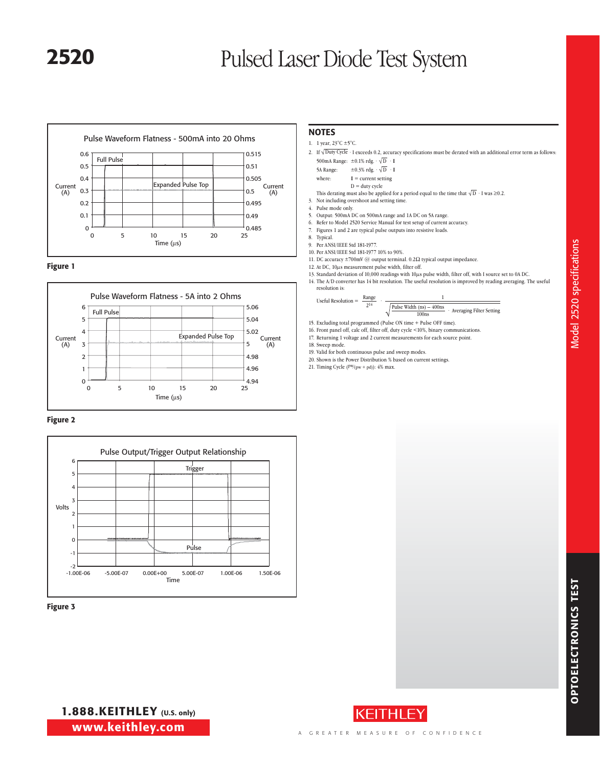# 2520 Pulsed Laser Diode Test System

Pulse Waveform Flatness - 500mA into 20 Ohms

Full Pulse

Expanded Pulse Top

Current (A)

0.6
0.5
0.4
0.3
0.2
0.1
0

Current (A)

0.515
0.51
0.505
0.5
0.495
0.49
0.485

0 5 10 15 20 25

Time (µs)

**Figure 1**

Pulse Waveform Flatness - 5A into 2 Ohms

Full Pulse

Expanded Pulse Top

Current (A)

6
5
4
3
2
1
0

Current (A)

5.06
5.04
5.02
5
4.98
4.96
4.94

0 5 10 15 20 25

Time (µs)

**Figure 2**

Pulse Output/Trigger Output Relationship

Trigger

Pulse

Volts

6
5
4
3
2
1
0
-1
-2

-1.00E-06 -5.00E-07 0.00E+00 5.00E-07 1.00E-06 1.50E-06

Time

**Figure 3**

## NOTES

1. 1 year, 23°C ±5°C.
2. If $\sqrt{\text{Duty Cycle}} \cdot I$ exceeds 0.2, accuracy specifications must be derated with an additional error term as follows:
   - 500mA Range: ±0.1% rdg. $\cdot \sqrt{D} \cdot \mathbf{I}$
   - 5A Range: ±0.3% rdg. $\cdot \sqrt{D} \cdot \mathbf{I}$
   - where: $\mathbf{I}$ = current setting, D = duty cycle

   This derating must also be applied for a period equal to the time that $\sqrt{D} \cdot I$ was ≥0.2.
3. Not including overshoot and setting time.
4. Pulse mode only.
5. Output: 500mA DC on 500mA range and 1A DC on 5A range.
6. Refer to Model 2520 Service Manual for test setup of current accuracy.
7. Figures 1 and 2 are typical pulse outputs into resistive loads.
8. Typical.
9. Per ANSI/IEEE Std 181-1977.
10. Per ANSI/IEEE Std 181-1977 10% to 90%.
11. DC accuracy ±700mV @ output terminal. 0.2Ω typical output impedance.
12. At DC, 10µs measurement pulse width, filter off.
13. Standard deviation of 10,000 readings with 10µs pulse width, filter off, with I source set to 0A DC.
14. The A/D converter has 14 bit resolution. The useful resolution is improved by reading averaging. The useful resolution is:

$$\text{Useful Resolution} = \frac{\text{Range}}{2^{14}} \cdot \frac{1}{\sqrt{\frac{\text{Pulse Width (ns)} - 400\text{ns}}{100\text{ns}}} \cdot \text{Averaging Filter Setting}}$$

15. Excluding total programmed (Pulse ON time + Pulse OFF time).
16. Front panel off, calc off, filter off, duty cycle <10%, binary communications.
17. Returning 1 voltage and 2 current measurements for each source point.
18. Sweep mode.
19. Valid for both continuous pulse and sweep modes.
20. Shown is the Power Distribution % based on current settings.
21. Timing Cycle ($^{PW}/_{(pw + pd)}$): 4% max.

Model 2520 specifications

OPTOELECTRONICS TEST

1.888.KEITHLEY (U.S. only)

www.keithley.com

KEITHLEY

A GREATER MEASURE OF CONFIDENCE